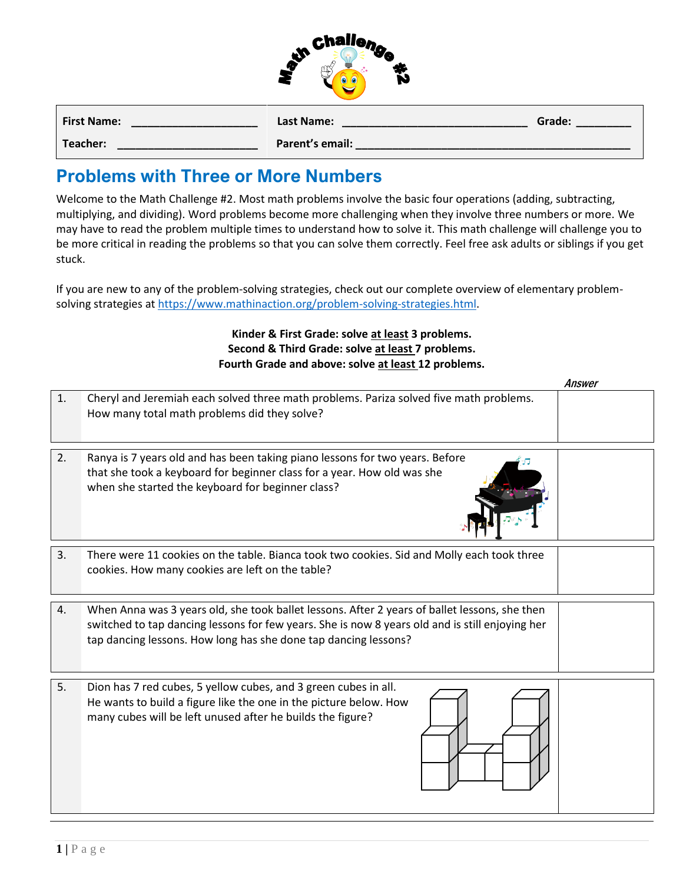# Math Challenge #2

| **First Name:** ____________________ | **Last Name:** ______________________________ | **Grade:** ________ |
|---|---|---|
| **Teacher:** ______________________ | **Parent's email:** ____________________________________________ | |

## Problems with Three or More Numbers

Welcome to the Math Challenge #2. Most math problems involve the basic four operations (adding, subtracting, multiplying, and dividing). Word problems become more challenging when they involve three numbers or more. We may have to read the problem multiple times to understand how to solve it. This math challenge will challenge you to be more critical in reading the problems so that you can solve them correctly. Feel free ask adults or siblings if you get stuck.

If you are new to any of the problem-solving strategies, check out our complete overview of elementary problem-solving strategies at https://www.mathinaction.org/problem-solving-strategies.html.

**Kinder & First Grade: solve at least 3 problems.**
**Second & Third Grade: solve at least 7 problems.**
**Fourth Grade and above: solve at least 12 problems.**

| # | Problem | *Answer* |
|---|---|---|
| 1. | Cheryl and Jeremiah each solved three math problems. Pariza solved five math problems. How many total math problems did they solve? | |
| 2. | Ranya is 7 years old and has been taking piano lessons for two years. Before that she took a keyboard for beginner class for a year. How old was she when she started the keyboard for beginner class? | |
| 3. | There were 11 cookies on the table. Bianca took two cookies. Sid and Molly each took three cookies. How many cookies are left on the table? | |
| 4. | When Anna was 3 years old, she took ballet lessons. After 2 years of ballet lessons, she then switched to tap dancing lessons for few years. She is now 8 years old and is still enjoying her tap dancing lessons. How long has she done tap dancing lessons? | |
| 5. | Dion has 7 red cubes, 5 yellow cubes, and 3 green cubes in all. He wants to build a figure like the one in the picture below. How many cubes will be left unused after he builds the figure? | |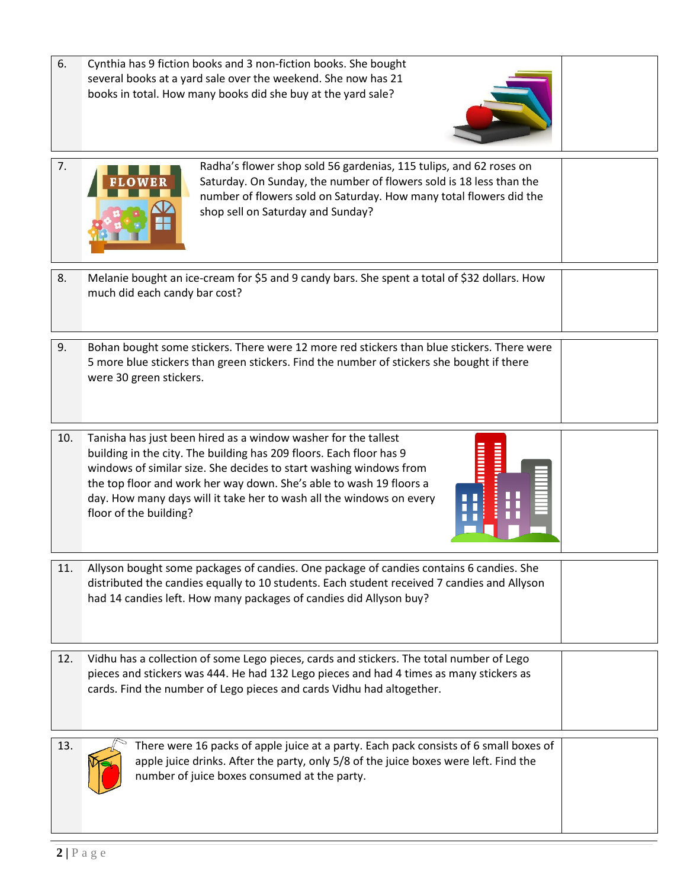| | | |
|---|---|---|
| 6. | Cynthia has 9 fiction books and 3 non-fiction books. She bought several books at a yard sale over the weekend. She now has 21 books in total. How many books did she buy at the yard sale? | |
| 7. | Radha's flower shop sold 56 gardenias, 115 tulips, and 62 roses on Saturday. On Sunday, the number of flowers sold is 18 less than the number of flowers sold on Saturday. How many total flowers did the shop sell on Saturday and Sunday? | |
| 8. | Melanie bought an ice-cream for $5 and 9 candy bars. She spent a total of $32 dollars. How much did each candy bar cost? | |
| 9. | Bohan bought some stickers. There were 12 more red stickers than blue stickers. There were 5 more blue stickers than green stickers. Find the number of stickers she bought if there were 30 green stickers. | |
| 10. | Tanisha has just been hired as a window washer for the tallest building in the city. The building has 209 floors. Each floor has 9 windows of similar size. She decides to start washing windows from the top floor and work her way down. She's able to wash 19 floors a day. How many days will it take her to wash all the windows on every floor of the building? | |
| 11. | Allyson bought some packages of candies. One package of candies contains 6 candies. She distributed the candies equally to 10 students. Each student received 7 candies and Allyson had 14 candies left. How many packages of candies did Allyson buy? | |
| 12. | Vidhu has a collection of some Lego pieces, cards and stickers. The total number of Lego pieces and stickers was 444. He had 132 Lego pieces and had 4 times as many stickers as cards. Find the number of Lego pieces and cards Vidhu had altogether. | |
| 13. | There were 16 packs of apple juice at a party. Each pack consists of 6 small boxes of apple juice drinks. After the party, only 5/8 of the juice boxes were left. Find the number of juice boxes consumed at the party. | |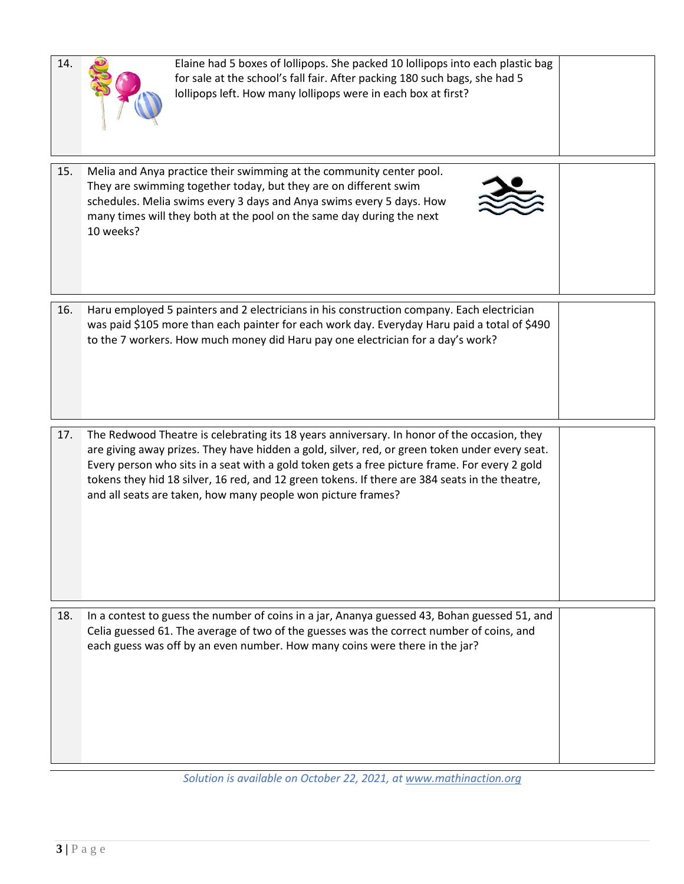14. Elaine had 5 boxes of lollipops. She packed 10 lollipops into each plastic bag for sale at the school's fall fair. After packing 180 such bags, she had 5 lollipops left. How many lollipops were in each box at first?

15. Melia and Anya practice their swimming at the community center pool. They are swimming together today, but they are on different swim schedules. Melia swims every 3 days and Anya swims every 5 days. How many times will they both at the pool on the same day during the next 10 weeks?

16. Haru employed 5 painters and 2 electricians in his construction company. Each electrician was paid $105 more than each painter for each work day. Everyday Haru paid a total of $490 to the 7 workers. How much money did Haru pay one electrician for a day's work?

17. The Redwood Theatre is celebrating its 18 years anniversary. In honor of the occasion, they are giving away prizes. They have hidden a gold, silver, red, or green token under every seat. Every person who sits in a seat with a gold token gets a free picture frame. For every 2 gold tokens they hid 18 silver, 16 red, and 12 green tokens. If there are 384 seats in the theatre, and all seats are taken, how many people won picture frames?

18. In a contest to guess the number of coins in a jar, Ananya guessed 43, Bohan guessed 51, and Celia guessed 61. The average of two of the guesses was the correct number of coins, and each guess was off by an even number. How many coins were there in the jar?

*Solution is available on October 22, 2021, at www.mathinaction.org*